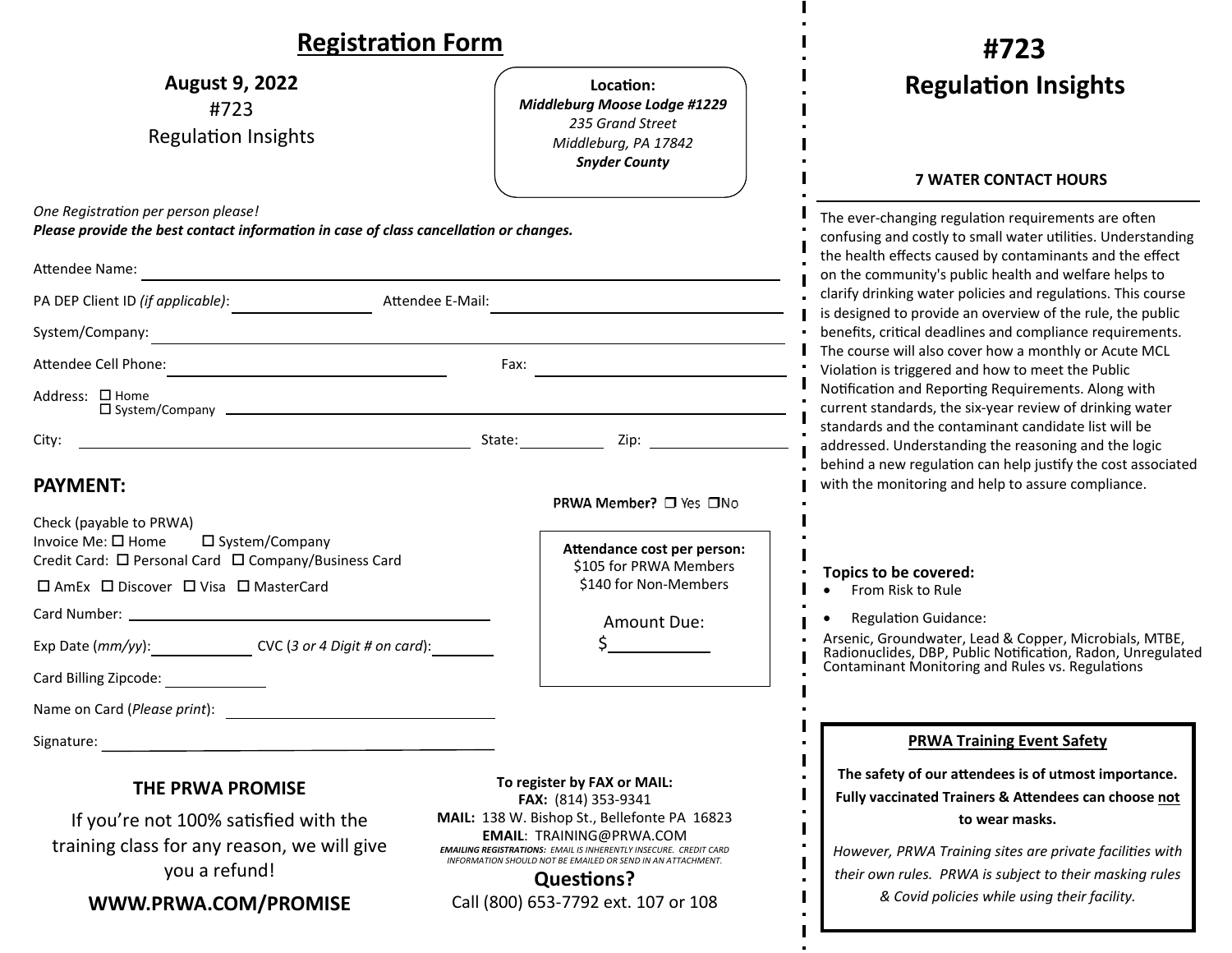# Registration Form

**August 9, 2022**
#723
Regulation Insights

**Location:**
***Middleburg Moose Lodge #1229***
*235 Grand Street*
*Middleburg, PA 17842*
***Snyder County***

*One Registration per person please!*
***Please provide the best contact information in case of class cancellation or changes.***

Attendee Name: ______________________________

PA DEP Client ID *(if applicable)*: ______________ Attendee E-Mail: ______________________

System/Company: ______________________________

Attendee Cell Phone: ______________________ Fax: ______________________

Address: ☐ Home ☐ System/Company ______________________________

City: ______________________ State: __________ Zip: __________

## PAYMENT:

**PRWA Member?** ☐ Yes ☐ No

Check (payable to PRWA)

Invoice Me: ☐ Home ☐ System/Company

Credit Card: ☐ Personal Card ☐ Company/Business Card

☐ AmEx ☐ Discover ☐ Visa ☐ MasterCard

Card Number: ______________________________

Exp Date (*mm/yy*): __________ CVC (*3 or 4 Digit # on card*): __________

Card Billing Zipcode: __________

Name on Card (*Please print*): ______________________

Signature: ______________________

**Attendance cost per person:**
$105 for PRWA Members
$140 for Non-Members

Amount Due:
$__________

### THE PRWA PROMISE

If you're not 100% satisfied with the training class for any reason, we will give you a refund!

**WWW.PRWA.COM/PROMISE**

**To register by FAX or MAIL:**
**FAX:** (814) 353-9341
**MAIL:** 138 W. Bishop St., Bellefonte PA 16823
**EMAIL**: TRAINING@PRWA.COM

***EMAILING REGISTRATIONS:** EMAIL IS INHERENTLY INSECURE. CREDIT CARD INFORMATION SHOULD NOT BE EMAILED OR SEND IN AN ATTACHMENT.*

**Questions?**
Call (800) 653-7792 ext. 107 or 108

# #723 Regulation Insights

**7 WATER CONTACT HOURS**

The ever-changing regulation requirements are often confusing and costly to small water utilities. Understanding the health effects caused by contaminants and the effect on the community's public health and welfare helps to clarify drinking water policies and regulations. This course is designed to provide an overview of the rule, the public benefits, critical deadlines and compliance requirements. The course will also cover how a monthly or Acute MCL Violation is triggered and how to meet the Public Notification and Reporting Requirements. Along with current standards, the six-year review of drinking water standards and the contaminant candidate list will be addressed. Understanding the reasoning and the logic behind a new regulation can help justify the cost associated with the monitoring and help to assure compliance.

**Topics to be covered:**

- From Risk to Rule
- Regulation Guidance:

Arsenic, Groundwater, Lead & Copper, Microbials, MTBE, Radionuclides, DBP, Public Notification, Radon, Unregulated Contaminant Monitoring and Rules vs. Regulations

**PRWA Training Event Safety**

**The safety of our attendees is of utmost importance. Fully vaccinated Trainers & Attendees can choose not to wear masks.**

*However, PRWA Training sites are private facilities with their own rules. PRWA is subject to their masking rules & Covid policies while using their facility.*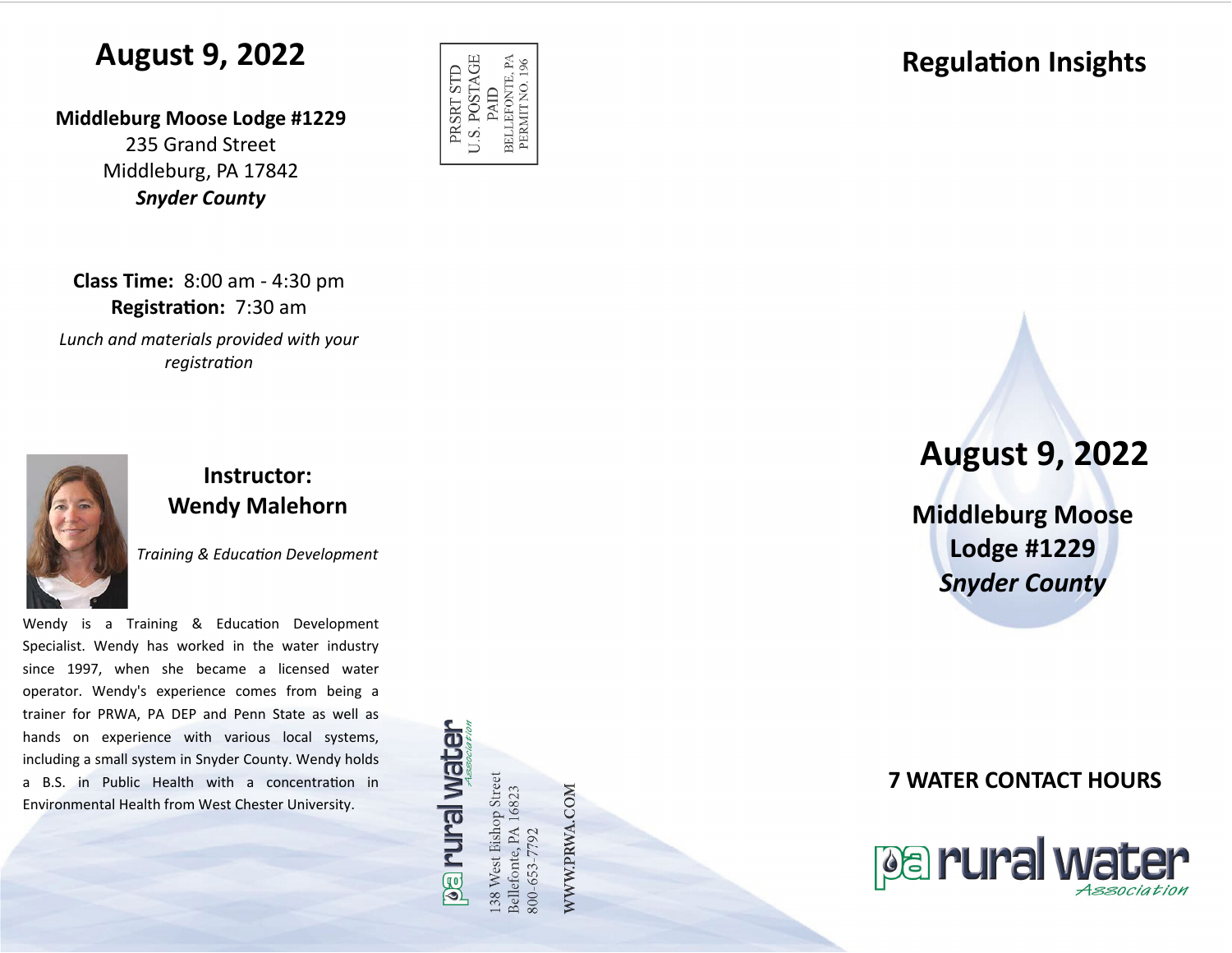# August 9, 2022

**Middleburg Moose Lodge #1229**
235 Grand Street
Middleburg, PA 17842
***Snyder County***

**Class Time:** 8:00 am - 4:30 pm
**Registration:** 7:30 am

*Lunch and materials provided with your registration*

## Instructor: Wendy Malehorn

*Training & Education Development*

Wendy is a Training & Education Development Specialist. Wendy has worked in the water industry since 1997, when she became a licensed water operator. Wendy's experience comes from being a trainer for PRWA, PA DEP and Penn State as well as hands on experience with various local systems, including a small system in Snyder County. Wendy holds a B.S. in Public Health with a concentration in Environmental Health from West Chester University.

PRSRT STD
U.S. POSTAGE
PAID
BELLEFONTE, PA
PERMIT NO. 196

pa rural water Association
138 West Bishop Street
Bellefonte, PA 16823
800-653-7792

WWW.PRWA.COM

# Regulation Insights

## August 9, 2022

**Middleburg Moose Lodge #1229**
***Snyder County***

**7 WATER CONTACT HOURS**

pa rural water Association